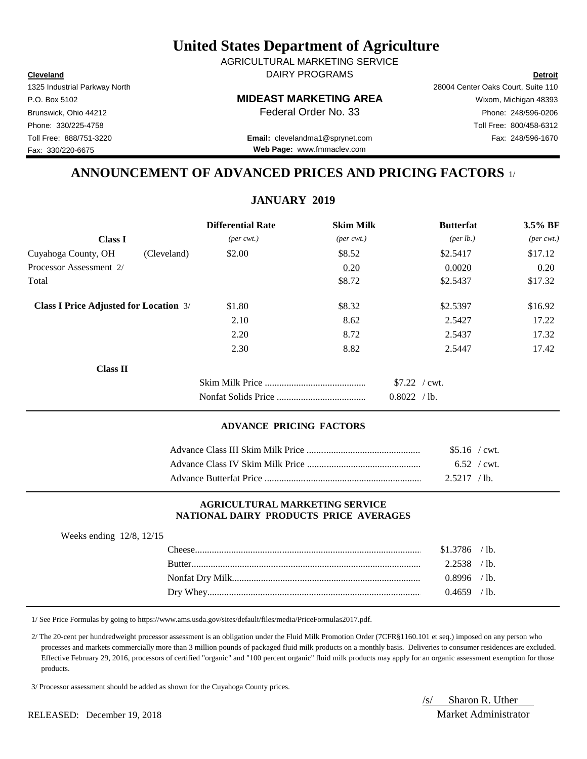# United States Department of Agriculture

AGRICULTURAL MARKETING SERVICE

DAIRY PROGRAMS

| **Cleveland** | | **Detroit** |
|---|---|---|
| 1325 Industrial Parkway North | | 28004 Center Oaks Court, Suite 110 |
| P.O. Box 5102 | **MIDEAST MARKETING AREA** | Wixom, Michigan 48393 |
| Brunswick, Ohio 44212 | Federal Order No. 33 | Phone: 248/596-0206 |
| Phone: 330/225-4758 | | Toll Free: 800/458-6312 |
| Toll Free: 888/751-3220 | **Email:** clevelandma1@sprynet.com | Fax: 248/596-1670 |
| Fax: 330/220-6675 | **Web Page:** www.fmmaclev.com | |

## ANNOUNCEMENT OF ADVANCED PRICES AND PRICING FACTORS 1/

### JANUARY 2019

| **Class I** | | **Differential Rate** *(per cwt.)* | **Skim Milk** *(per cwt.)* | **Butterfat** *(per lb.)* | **3.5% BF** *(per cwt.)* |
|---|---|---|---|---|---|
| Cuyahoga County, OH | (Cleveland) | $2.00 | $8.52 | $2.5417 | $17.12 |
| Processor Assessment 2/ | | | 0.20 | 0.0020 | 0.20 |
| Total | | | $8.72 | $2.5437 | $17.32 |
| **Class I Price Adjusted for Location** 3/ | | $1.80 | $8.32 | $2.5397 | $16.92 |
| | | 2.10 | 8.62 | 2.5427 | 17.22 |
| | | 2.20 | 8.72 | 2.5437 | 17.32 |
| | | 2.30 | 8.82 | 2.5447 | 17.42 |

**Class II**

| | |
|---|---|
| Skim Milk Price | $7.22 / cwt. |
| Nonfat Solids Price | 0.8022 / lb. |

#### ADVANCE PRICING FACTORS

| | |
|---|---|
| Advance Class III Skim Milk Price | $5.16 / cwt. |
| Advance Class IV Skim Milk Price | 6.52 / cwt. |
| Advance Butterfat Price | 2.5217 / lb. |

#### AGRICULTURAL MARKETING SERVICE
#### NATIONAL DAIRY PRODUCTS PRICE AVERAGES

Weeks ending 12/8, 12/15

| | |
|---|---|
| Cheese | $1.3786 / lb. |
| Butter | 2.2538 / lb. |
| Nonfat Dry Milk | 0.8996 / lb. |
| Dry Whey | 0.4659 / lb. |

1/ See Price Formulas by going to https://www.ams.usda.gov/sites/default/files/media/PriceFormulas2017.pdf.

2/ The 20-cent per hundredweight processor assessment is an obligation under the Fluid Milk Promotion Order (7CFR§1160.101 et seq.) imposed on any person who processes and markets commercially more than 3 million pounds of packaged fluid milk products on a monthly basis. Deliveries to consumer residences are excluded. Effective February 29, 2016, processors of certified "organic" and "100 percent organic" fluid milk products may apply for an organic assessment exemption for those products.

3/ Processor assessment should be added as shown for the Cuyahoga County prices.

/s/ Sharon R. Uther
Market Administrator

RELEASED: December 19, 2018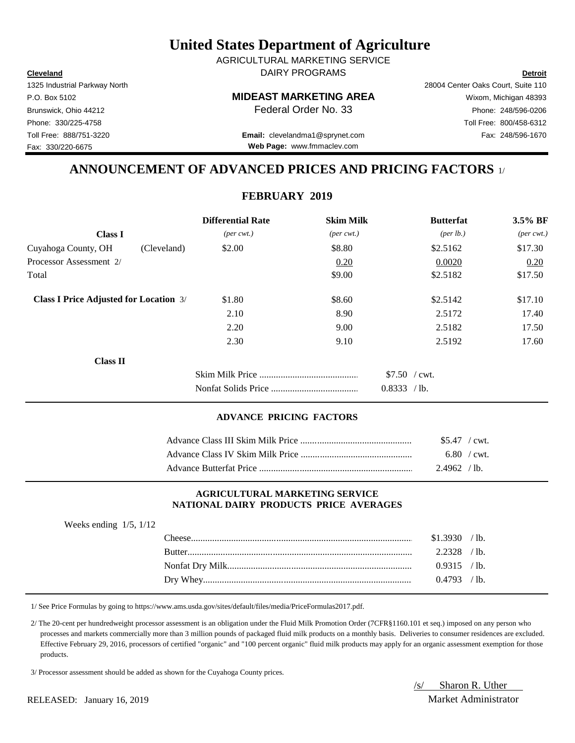# United States Department of Agriculture

AGRICULTURAL MARKETING SERVICE
DAIRY PROGRAMS

**Cleveland**
1325 Industrial Parkway North
P.O. Box 5102
Brunswick, Ohio 44212
Phone: 330/225-4758
Toll Free: 888/751-3220
Fax: 330/220-6675

**MIDEAST MARKETING AREA**
Federal Order No. 33

**Email:** clevelandma1@sprynet.com
**Web Page:** www.fmmaclev.com

**Detroit**
28004 Center Oaks Court, Suite 110
Wixom, Michigan 48393
Phone: 248/596-0206
Toll Free: 800/458-6312
Fax: 248/596-1670

## ANNOUNCEMENT OF ADVANCED PRICES AND PRICING FACTORS 1/

### FEBRUARY 2019

| **Class I** | | **Differential Rate** *(per cwt.)* | **Skim Milk** *(per cwt.)* | **Butterfat** *(per lb.)* | **3.5% BF** *(per cwt.)* |
|---|---|---|---|---|---|
| Cuyahoga County, OH | (Cleveland) | $2.00 | $8.80 | $2.5162 | $17.30 |
| Processor Assessment 2/ | | | 0.20 | 0.0020 | 0.20 |
| Total | | | $9.00 | $2.5182 | $17.50 |
| **Class I Price Adjusted for Location** 3/ | | $1.80 | $8.60 | $2.5142 | $17.10 |
| | | 2.10 | 8.90 | 2.5172 | 17.40 |
| | | 2.20 | 9.00 | 2.5182 | 17.50 |
| | | 2.30 | 9.10 | 2.5192 | 17.60 |

**Class II**

| | |
|---|---|
| Skim Milk Price | $7.50 / cwt. |
| Nonfat Solids Price | 0.8333 / lb. |

### ADVANCE PRICING FACTORS

| | |
|---|---|
| Advance Class III Skim Milk Price | $5.47 / cwt. |
| Advance Class IV Skim Milk Price | 6.80 / cwt. |
| Advance Butterfat Price | 2.4962 / lb. |

### AGRICULTURAL MARKETING SERVICE
### NATIONAL DAIRY PRODUCTS PRICE AVERAGES

Weeks ending 1/5, 1/12

| | |
|---|---|
| Cheese | $1.3930 / lb. |
| Butter | 2.2328 / lb. |
| Nonfat Dry Milk | 0.9315 / lb. |
| Dry Whey | 0.4793 / lb. |

1/ See Price Formulas by going to https://www.ams.usda.gov/sites/default/files/media/PriceFormulas2017.pdf.

2/ The 20-cent per hundredweight processor assessment is an obligation under the Fluid Milk Promotion Order (7CFR§1160.101 et seq.) imposed on any person who processes and markets commercially more than 3 million pounds of packaged fluid milk products on a monthly basis. Deliveries to consumer residences are excluded. Effective February 29, 2016, processors of certified "organic" and "100 percent organic" fluid milk products may apply for an organic assessment exemption for those products.

3/ Processor assessment should be added as shown for the Cuyahoga County prices.

RELEASED: January 16, 2019

/s/ Sharon R. Uther
Market Administrator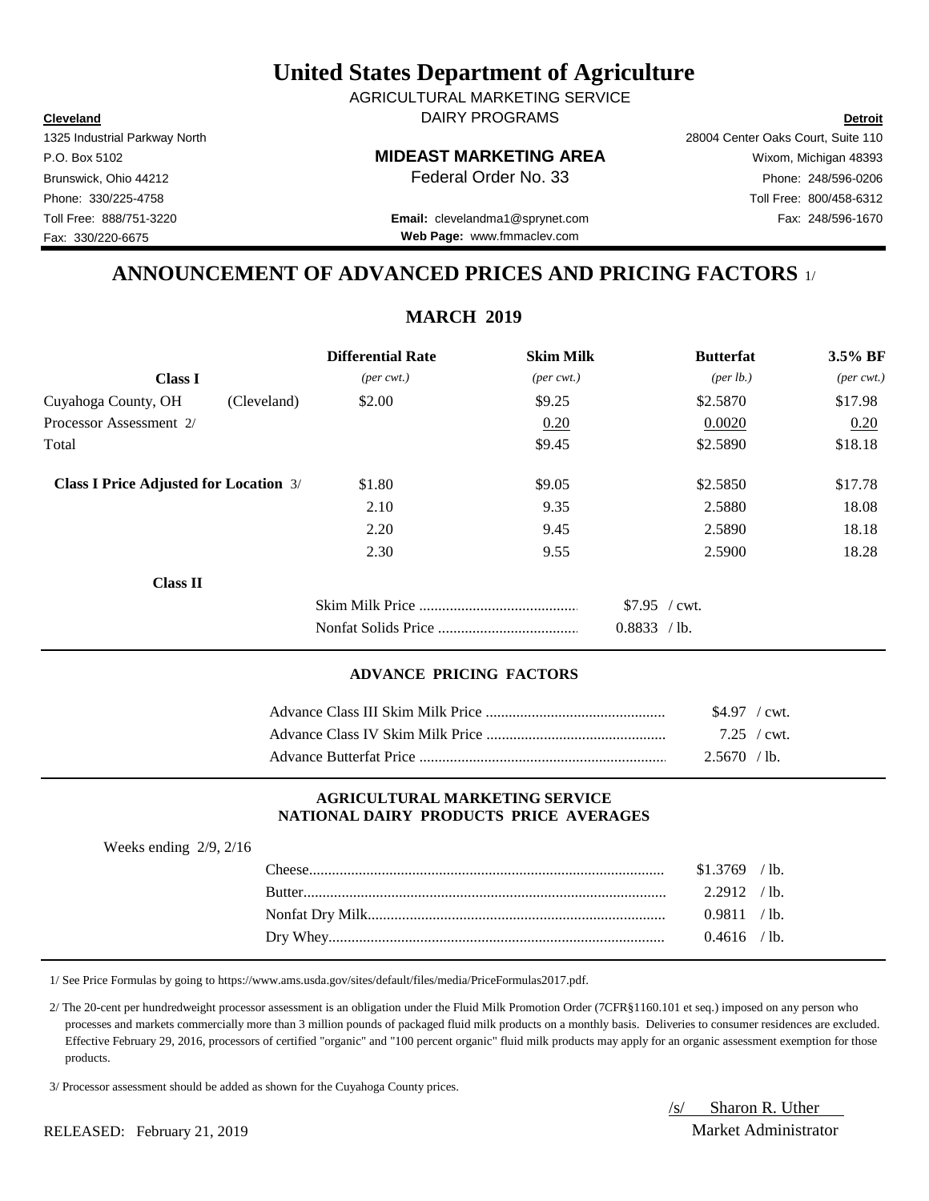# United States Department of Agriculture

AGRICULTURAL MARKETING SERVICE
DAIRY PROGRAMS

**Cleveland**
1325 Industrial Parkway North
P.O. Box 5102
Brunswick, Ohio 44212
Phone: 330/225-4758
Toll Free: 888/751-3220
Fax: 330/220-6675

**MIDEAST MARKETING AREA**
Federal Order No. 33

**Email:** clevelandma1@sprynet.com
**Web Page:** www.fmmaclev.com

**Detroit**
28004 Center Oaks Court, Suite 110
Wixom, Michigan 48393
Phone: 248/596-0206
Toll Free: 800/458-6312
Fax: 248/596-1670

## ANNOUNCEMENT OF ADVANCED PRICES AND PRICING FACTORS 1/

### MARCH 2019

| **Class I** | | **Differential Rate** *(per cwt.)* | **Skim Milk** *(per cwt.)* | **Butterfat** *(per lb.)* | **3.5% BF** *(per cwt.)* |
|---|---|---|---|---|---|
| Cuyahoga County, OH | (Cleveland) | $2.00 | $9.25 | $2.5870 | $17.98 |
| Processor Assessment 2/ | | | 0.20 | 0.0020 | 0.20 |
| Total | | | $9.45 | $2.5890 | $18.18 |
| **Class I Price Adjusted for Location** 3/ | | $1.80 | $9.05 | $2.5850 | $17.78 |
| | | 2.10 | 9.35 | 2.5880 | 18.08 |
| | | 2.20 | 9.45 | 2.5890 | 18.18 |
| | | 2.30 | 9.55 | 2.5900 | 18.28 |

**Class II**

| | |
|---|---|
| Skim Milk Price | $7.95 / cwt. |
| Nonfat Solids Price | 0.8833 / lb. |

### ADVANCE PRICING FACTORS

| | |
|---|---|
| Advance Class III Skim Milk Price | $4.97 / cwt. |
| Advance Class IV Skim Milk Price | 7.25 / cwt. |
| Advance Butterfat Price | 2.5670 / lb. |

### AGRICULTURAL MARKETING SERVICE NATIONAL DAIRY PRODUCTS PRICE AVERAGES

Weeks ending 2/9, 2/16

| | |
|---|---|
| Cheese | $1.3769 / lb. |
| Butter | 2.2912 / lb. |
| Nonfat Dry Milk | 0.9811 / lb. |
| Dry Whey | 0.4616 / lb. |

1/ See Price Formulas by going to https://www.ams.usda.gov/sites/default/files/media/PriceFormulas2017.pdf.

2/ The 20-cent per hundredweight processor assessment is an obligation under the Fluid Milk Promotion Order (7CFR§1160.101 et seq.) imposed on any person who processes and markets commercially more than 3 million pounds of packaged fluid milk products on a monthly basis. Deliveries to consumer residences are excluded. Effective February 29, 2016, processors of certified "organic" and "100 percent organic" fluid milk products may apply for an organic assessment exemption for those products.

3/ Processor assessment should be added as shown for the Cuyahoga County prices.

RELEASED: February 21, 2019

/s/ Sharon R. Uther
Market Administrator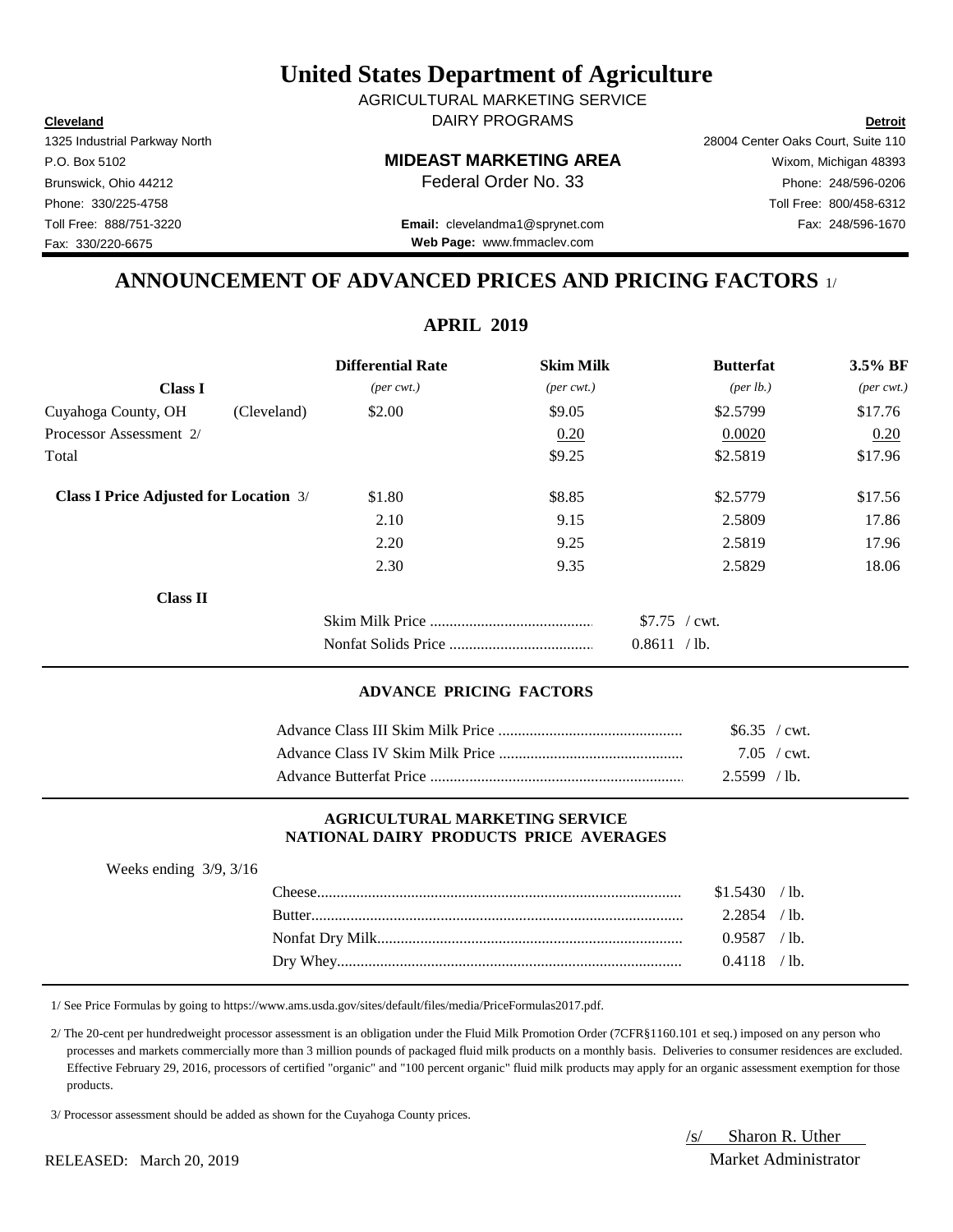# United States Department of Agriculture

AGRICULTURAL MARKETING SERVICE

DAIRY PROGRAMS

| **Cleveland** | | **Detroit** |
|---|---|---|
| 1325 Industrial Parkway North | | 28004 Center Oaks Court, Suite 110 |
| P.O. Box 5102 | **MIDEAST MARKETING AREA** | Wixom, Michigan 48393 |
| Brunswick, Ohio 44212 | Federal Order No. 33 | Phone: 248/596-0206 |
| Phone: 330/225-4758 | | Toll Free: 800/458-6312 |
| Toll Free: 888/751-3220 | **Email:** clevelandma1@sprynet.com | Fax: 248/596-1670 |
| Fax: 330/220-6675 | **Web Page:** www.fmmaclev.com | |

## ANNOUNCEMENT OF ADVANCED PRICES AND PRICING FACTORS 1/

### APRIL 2019

| **Class I** | | **Differential Rate** *(per cwt.)* | **Skim Milk** *(per cwt.)* | **Butterfat** *(per lb.)* | **3.5% BF** *(per cwt.)* |
|---|---|---|---|---|---|
| Cuyahoga County, OH | (Cleveland) | $2.00 | $9.05 | $2.5799 | $17.76 |
| Processor Assessment 2/ | | | 0.20 | 0.0020 | 0.20 |
| Total | | | $9.25 | $2.5819 | $17.96 |
| **Class I Price Adjusted for Location** 3/ | | $1.80 | $8.85 | $2.5779 | $17.56 |
| | | 2.10 | 9.15 | 2.5809 | 17.86 |
| | | 2.20 | 9.25 | 2.5819 | 17.96 |
| | | 2.30 | 9.35 | 2.5829 | 18.06 |

**Class II**

| | |
|---|---|
| Skim Milk Price | $7.75 / cwt. |
| Nonfat Solids Price | 0.8611 / lb. |

### ADVANCE PRICING FACTORS

| | |
|---|---|
| Advance Class III Skim Milk Price | $6.35 / cwt. |
| Advance Class IV Skim Milk Price | 7.05 / cwt. |
| Advance Butterfat Price | 2.5599 / lb. |

### AGRICULTURAL MARKETING SERVICE NATIONAL DAIRY PRODUCTS PRICE AVERAGES

Weeks ending 3/9, 3/16

| | |
|---|---|
| Cheese | $1.5430 / lb. |
| Butter | 2.2854 / lb. |
| Nonfat Dry Milk | 0.9587 / lb. |
| Dry Whey | 0.4118 / lb. |

1/ See Price Formulas by going to https://www.ams.usda.gov/sites/default/files/media/PriceFormulas2017.pdf.

2/ The 20-cent per hundredweight processor assessment is an obligation under the Fluid Milk Promotion Order (7CFR§1160.101 et seq.) imposed on any person who processes and markets commercially more than 3 million pounds of packaged fluid milk products on a monthly basis. Deliveries to consumer residences are excluded. Effective February 29, 2016, processors of certified "organic" and "100 percent organic" fluid milk products may apply for an organic assessment exemption for those products.

3/ Processor assessment should be added as shown for the Cuyahoga County prices.

RELEASED: March 20, 2019

/s/ Sharon R. Uther
Market Administrator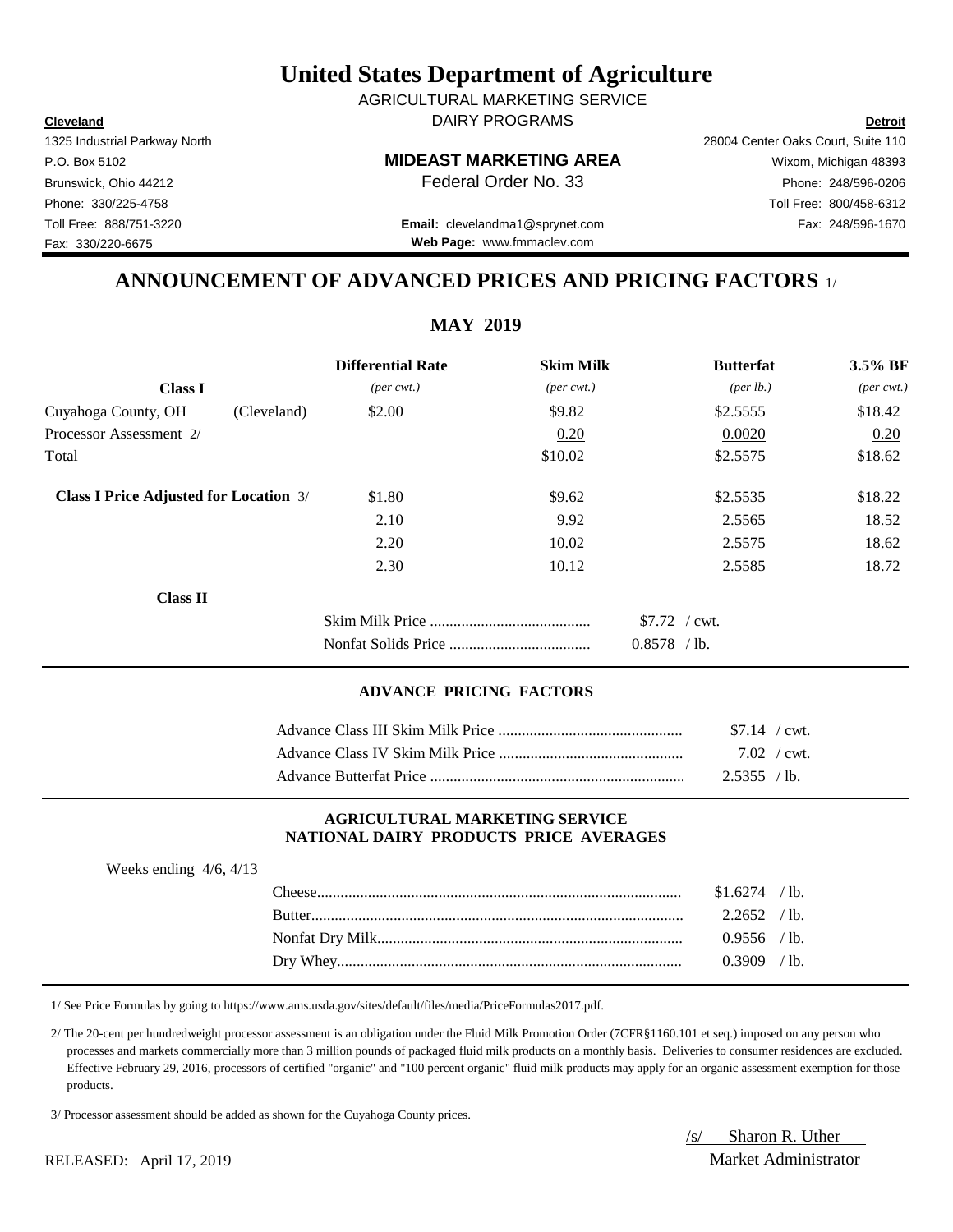# United States Department of Agriculture

AGRICULTURAL MARKETING SERVICE
DAIRY PROGRAMS

**Cleveland**
1325 Industrial Parkway North
P.O. Box 5102
Brunswick, Ohio 44212
Phone: 330/225-4758
Toll Free: 888/751-3220
Fax: 330/220-6675

**MIDEAST MARKETING AREA**
Federal Order No. 33

**Email:** clevelandma1@sprynet.com
**Web Page:** www.fmmaclev.com

**Detroit**
28004 Center Oaks Court, Suite 110
Wixom, Michigan 48393
Phone: 248/596-0206
Toll Free: 800/458-6312
Fax: 248/596-1670

## ANNOUNCEMENT OF ADVANCED PRICES AND PRICING FACTORS 1/

### MAY 2019

| **Class I** | | **Differential Rate** *(per cwt.)* | **Skim Milk** *(per cwt.)* | **Butterfat** *(per lb.)* | **3.5% BF** *(per cwt.)* |
|---|---|---|---|---|---|
| Cuyahoga County, OH | (Cleveland) | $2.00 | $9.82 | $2.5555 | $18.42 |
| Processor Assessment 2/ | | | 0.20 | 0.0020 | 0.20 |
| Total | | | $10.02 | $2.5575 | $18.62 |
| **Class I Price Adjusted for Location** 3/ | | $1.80 | $9.62 | $2.5535 | $18.22 |
| | | 2.10 | 9.92 | 2.5565 | 18.52 |
| | | 2.20 | 10.02 | 2.5575 | 18.62 |
| | | 2.30 | 10.12 | 2.5585 | 18.72 |

**Class II**

| | |
|---|---|
| Skim Milk Price | $7.72 / cwt. |
| Nonfat Solids Price | 0.8578 / lb. |

#### ADVANCE PRICING FACTORS

| | |
|---|---|
| Advance Class III Skim Milk Price | $7.14 / cwt. |
| Advance Class IV Skim Milk Price | 7.02 / cwt. |
| Advance Butterfat Price | 2.5355 / lb. |

#### AGRICULTURAL MARKETING SERVICE
#### NATIONAL DAIRY PRODUCTS PRICE AVERAGES

Weeks ending 4/6, 4/13

| | |
|---|---|
| Cheese | $1.6274 / lb. |
| Butter | 2.2652 / lb. |
| Nonfat Dry Milk | 0.9556 / lb. |
| Dry Whey | 0.3909 / lb. |

1/ See Price Formulas by going to https://www.ams.usda.gov/sites/default/files/media/PriceFormulas2017.pdf.

2/ The 20-cent per hundredweight processor assessment is an obligation under the Fluid Milk Promotion Order (7CFR§1160.101 et seq.) imposed on any person who processes and markets commercially more than 3 million pounds of packaged fluid milk products on a monthly basis. Deliveries to consumer residences are excluded. Effective February 29, 2016, processors of certified "organic" and "100 percent organic" fluid milk products may apply for an organic assessment exemption for those products.

3/ Processor assessment should be added as shown for the Cuyahoga County prices.

RELEASED: April 17, 2019

/s/ Sharon R. Uther
Market Administrator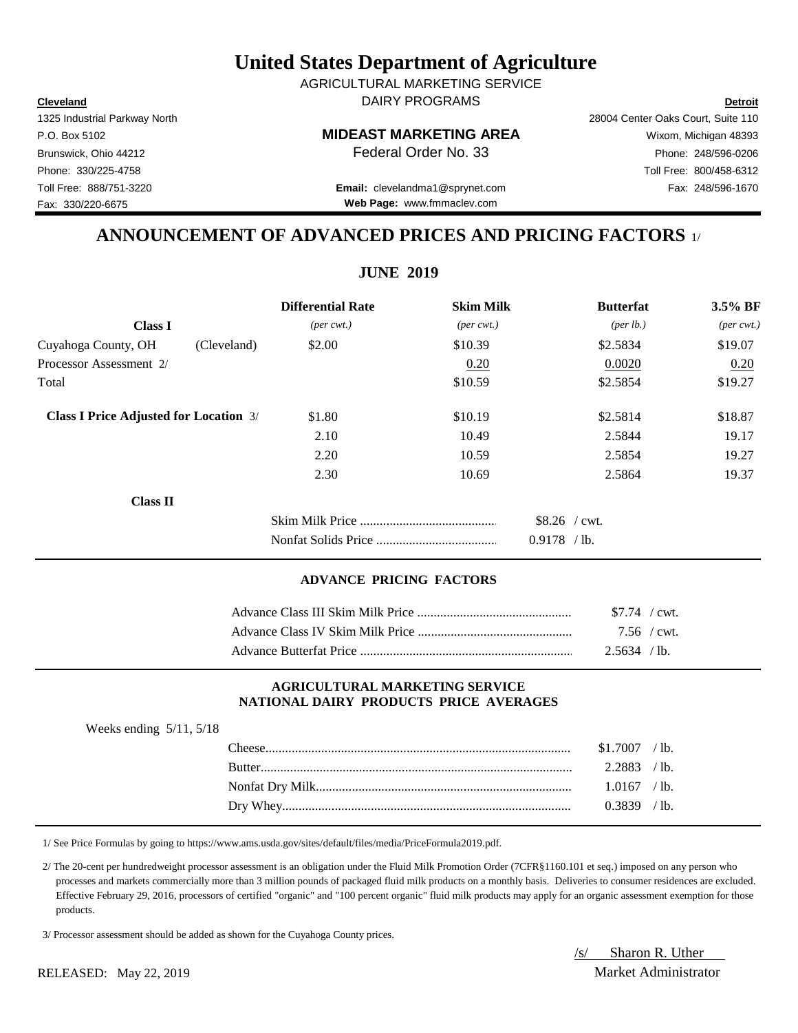# United States Department of Agriculture

AGRICULTURAL MARKETING SERVICE

DAIRY PROGRAMS

**Cleveland**
1325 Industrial Parkway North
P.O. Box 5102
Brunswick, Ohio 44212
Phone: 330/225-4758
Toll Free: 888/751-3220
Fax: 330/220-6675

**MIDEAST MARKETING AREA**
Federal Order No. 33

**Email:** clevelandma1@sprynet.com
**Web Page:** www.fmmaclev.com

**Detroit**
28004 Center Oaks Court, Suite 110
Wixom, Michigan 48393
Phone: 248/596-0206
Toll Free: 800/458-6312
Fax: 248/596-1670

## ANNOUNCEMENT OF ADVANCED PRICES AND PRICING FACTORS 1/

### JUNE 2019

| Class I | | Differential Rate *(per cwt.)* | Skim Milk *(per cwt.)* | Butterfat *(per lb.)* | 3.5% BF *(per cwt.)* |
|---|---|---|---|---|---|
| Cuyahoga County, OH | (Cleveland) | $2.00 | $10.39 | $2.5834 | $19.07 |
| Processor Assessment 2/ | | | 0.20 | 0.0020 | 0.20 |
| Total | | | $10.59 | $2.5854 | $19.27 |
| **Class I Price Adjusted for Location** 3/ | | $1.80 | $10.19 | $2.5814 | $18.87 |
| | | 2.10 | 10.49 | 2.5844 | 19.17 |
| | | 2.20 | 10.59 | 2.5854 | 19.27 |
| | | 2.30 | 10.69 | 2.5864 | 19.37 |

**Class II**

| | |
|---|---|
| Skim Milk Price | $8.26 / cwt. |
| Nonfat Solids Price | 0.9178 / lb. |

### ADVANCE PRICING FACTORS

| | |
|---|---|
| Advance Class III Skim Milk Price | $7.74 / cwt. |
| Advance Class IV Skim Milk Price | 7.56 / cwt. |
| Advance Butterfat Price | 2.5634 / lb. |

### AGRICULTURAL MARKETING SERVICE
### NATIONAL DAIRY PRODUCTS PRICE AVERAGES

Weeks ending 5/11, 5/18

| | |
|---|---|
| Cheese | $1.7007 / lb. |
| Butter | 2.2883 / lb. |
| Nonfat Dry Milk | 1.0167 / lb. |
| Dry Whey | 0.3839 / lb. |

1/ See Price Formulas by going to https://www.ams.usda.gov/sites/default/files/media/PriceFormula2019.pdf.

2/ The 20-cent per hundredweight processor assessment is an obligation under the Fluid Milk Promotion Order (7CFR§1160.101 et seq.) imposed on any person who processes and markets commercially more than 3 million pounds of packaged fluid milk products on a monthly basis. Deliveries to consumer residences are excluded. Effective February 29, 2016, processors of certified "organic" and "100 percent organic" fluid milk products may apply for an organic assessment exemption for those products.

3/ Processor assessment should be added as shown for the Cuyahoga County prices.

RELEASED: May 22, 2019

/s/ Sharon R. Uther
Market Administrator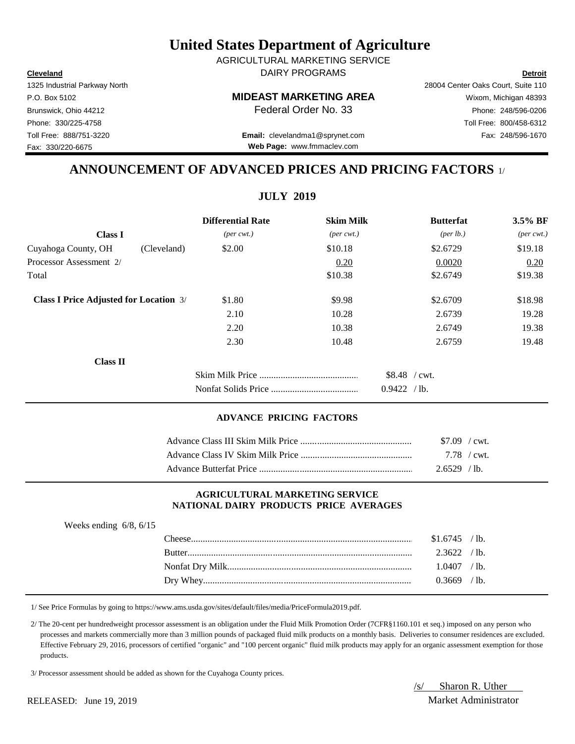# United States Department of Agriculture

AGRICULTURAL MARKETING SERVICE

DAIRY PROGRAMS

**Cleveland**
1325 Industrial Parkway North
P.O. Box 5102
Brunswick, Ohio 44212
Phone: 330/225-4758
Toll Free: 888/751-3220
Fax: 330/220-6675

**MIDEAST MARKETING AREA**
Federal Order No. 33

**Email:** clevelandma1@sprynet.com
**Web Page:** www.fmmaclev.com

**Detroit**
28004 Center Oaks Court, Suite 110
Wixom, Michigan 48393
Phone: 248/596-0206
Toll Free: 800/458-6312
Fax: 248/596-1670

## ANNOUNCEMENT OF ADVANCED PRICES AND PRICING FACTORS 1/

### JULY 2019

| | | Differential Rate | Skim Milk | Butterfat | 3.5% BF |
|---|---|---|---|---|---|
| **Class I** | | *(per cwt.)* | *(per cwt.)* | *(per lb.)* | *(per cwt.)* |
| Cuyahoga County, OH | (Cleveland) | $2.00 | $10.18 | $2.6729 | $19.18 |
| Processor Assessment 2/ | | | 0.20 | 0.0020 | 0.20 |
| Total | | | $10.38 | $2.6749 | $19.38 |
| **Class I Price Adjusted for Location** 3/ | | $1.80 | $9.98 | $2.6709 | $18.98 |
| | | 2.10 | 10.28 | 2.6739 | 19.28 |
| | | 2.20 | 10.38 | 2.6749 | 19.38 |
| | | 2.30 | 10.48 | 2.6759 | 19.48 |

**Class II**

| | |
|---|---|
| Skim Milk Price | $8.48 / cwt. |
| Nonfat Solids Price | 0.9422 / lb. |

#### ADVANCE PRICING FACTORS

| | |
|---|---|
| Advance Class III Skim Milk Price | $7.09 / cwt. |
| Advance Class IV Skim Milk Price | 7.78 / cwt. |
| Advance Butterfat Price | 2.6529 / lb. |

#### AGRICULTURAL MARKETING SERVICE
#### NATIONAL DAIRY PRODUCTS PRICE AVERAGES

Weeks ending 6/8, 6/15

| | |
|---|---|
| Cheese | $1.6745 / lb. |
| Butter | 2.3622 / lb. |
| Nonfat Dry Milk | 1.0407 / lb. |
| Dry Whey | 0.3669 / lb. |

1/ See Price Formulas by going to https://www.ams.usda.gov/sites/default/files/media/PriceFormula2019.pdf.

2/ The 20-cent per hundredweight processor assessment is an obligation under the Fluid Milk Promotion Order (7CFR§1160.101 et seq.) imposed on any person who processes and markets commercially more than 3 million pounds of packaged fluid milk products on a monthly basis. Deliveries to consumer residences are excluded. Effective February 29, 2016, processors of certified "organic" and "100 percent organic" fluid milk products may apply for an organic assessment exemption for those products.

3/ Processor assessment should be added as shown for the Cuyahoga County prices.

RELEASED: June 19, 2019

/s/ Sharon R. Uther
Market Administrator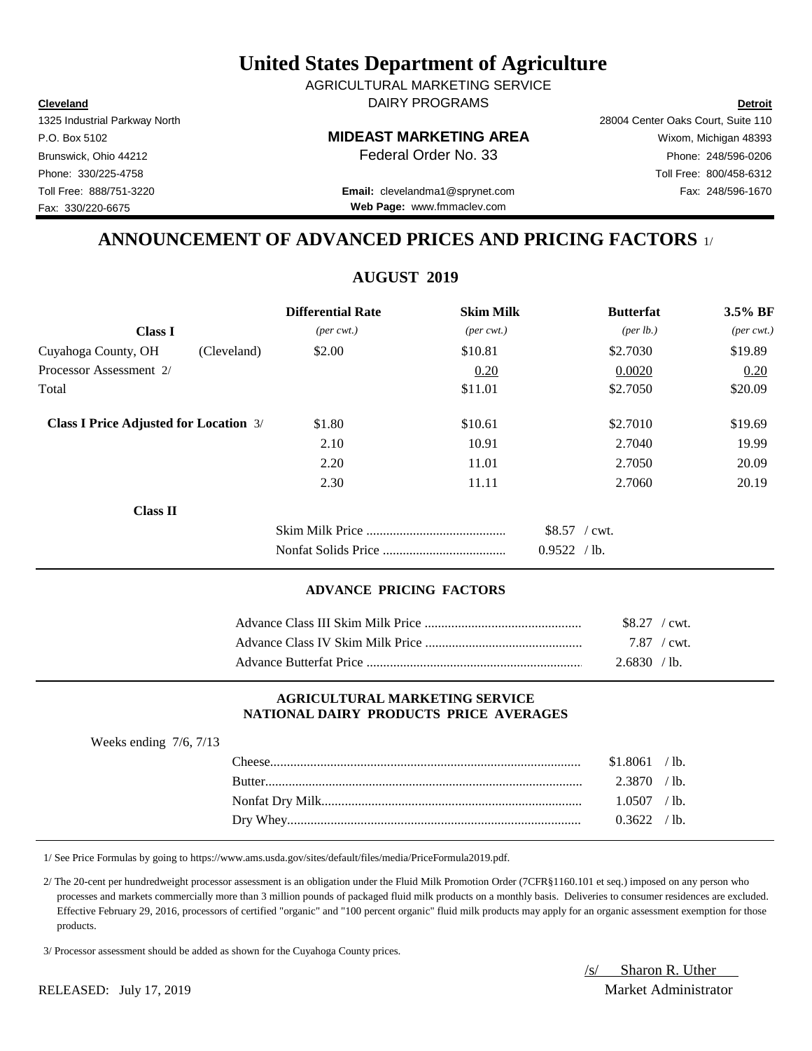# United States Department of Agriculture

AGRICULTURAL MARKETING SERVICE

DAIRY PROGRAMS

| **Cleveland** | | **Detroit** |
|---|---|---|
| 1325 Industrial Parkway North | | 28004 Center Oaks Court, Suite 110 |
| P.O. Box 5102 | **MIDEAST MARKETING AREA** | Wixom, Michigan 48393 |
| Brunswick, Ohio 44212 | Federal Order No. 33 | Phone: 248/596-0206 |
| Phone: 330/225-4758 | | Toll Free: 800/458-6312 |
| Toll Free: 888/751-3220 | **Email:** clevelandma1@sprynet.com | Fax: 248/596-1670 |
| Fax: 330/220-6675 | **Web Page:** www.fmmaclev.com | |

## ANNOUNCEMENT OF ADVANCED PRICES AND PRICING FACTORS 1/

### AUGUST 2019

| **Class I** | | **Differential Rate** *(per cwt.)* | **Skim Milk** *(per cwt.)* | **Butterfat** *(per lb.)* | **3.5% BF** *(per cwt.)* |
|---|---|---|---|---|---|
| Cuyahoga County, OH | (Cleveland) | $2.00 | $10.81 | $2.7030 | $19.89 |
| Processor Assessment 2/ | | | 0.20 | 0.0020 | 0.20 |
| Total | | | $11.01 | $2.7050 | $20.09 |
| **Class I Price Adjusted for Location** 3/ | | $1.80 | $10.61 | $2.7010 | $19.69 |
| | | 2.10 | 10.91 | 2.7040 | 19.99 |
| | | 2.20 | 11.01 | 2.7050 | 20.09 |
| | | 2.30 | 11.11 | 2.7060 | 20.19 |

**Class II**

| | |
|---|---|
| Skim Milk Price | $8.57 / cwt. |
| Nonfat Solids Price | 0.9522 / lb. |

### ADVANCE PRICING FACTORS

| | |
|---|---|
| Advance Class III Skim Milk Price | $8.27 / cwt. |
| Advance Class IV Skim Milk Price | 7.87 / cwt. |
| Advance Butterfat Price | 2.6830 / lb. |

### AGRICULTURAL MARKETING SERVICE NATIONAL DAIRY PRODUCTS PRICE AVERAGES

Weeks ending 7/6, 7/13

| | |
|---|---|
| Cheese | $1.8061 / lb. |
| Butter | 2.3870 / lb. |
| Nonfat Dry Milk | 1.0507 / lb. |
| Dry Whey | 0.3622 / lb. |

1/ See Price Formulas by going to https://www.ams.usda.gov/sites/default/files/media/PriceFormula2019.pdf.

2/ The 20-cent per hundredweight processor assessment is an obligation under the Fluid Milk Promotion Order (7CFR§1160.101 et seq.) imposed on any person who processes and markets commercially more than 3 million pounds of packaged fluid milk products on a monthly basis. Deliveries to consumer residences are excluded. Effective February 29, 2016, processors of certified "organic" and "100 percent organic" fluid milk products may apply for an organic assessment exemption for those products.

3/ Processor assessment should be added as shown for the Cuyahoga County prices.

/s/ Sharon R. Uther
Market Administrator

RELEASED: July 17, 2019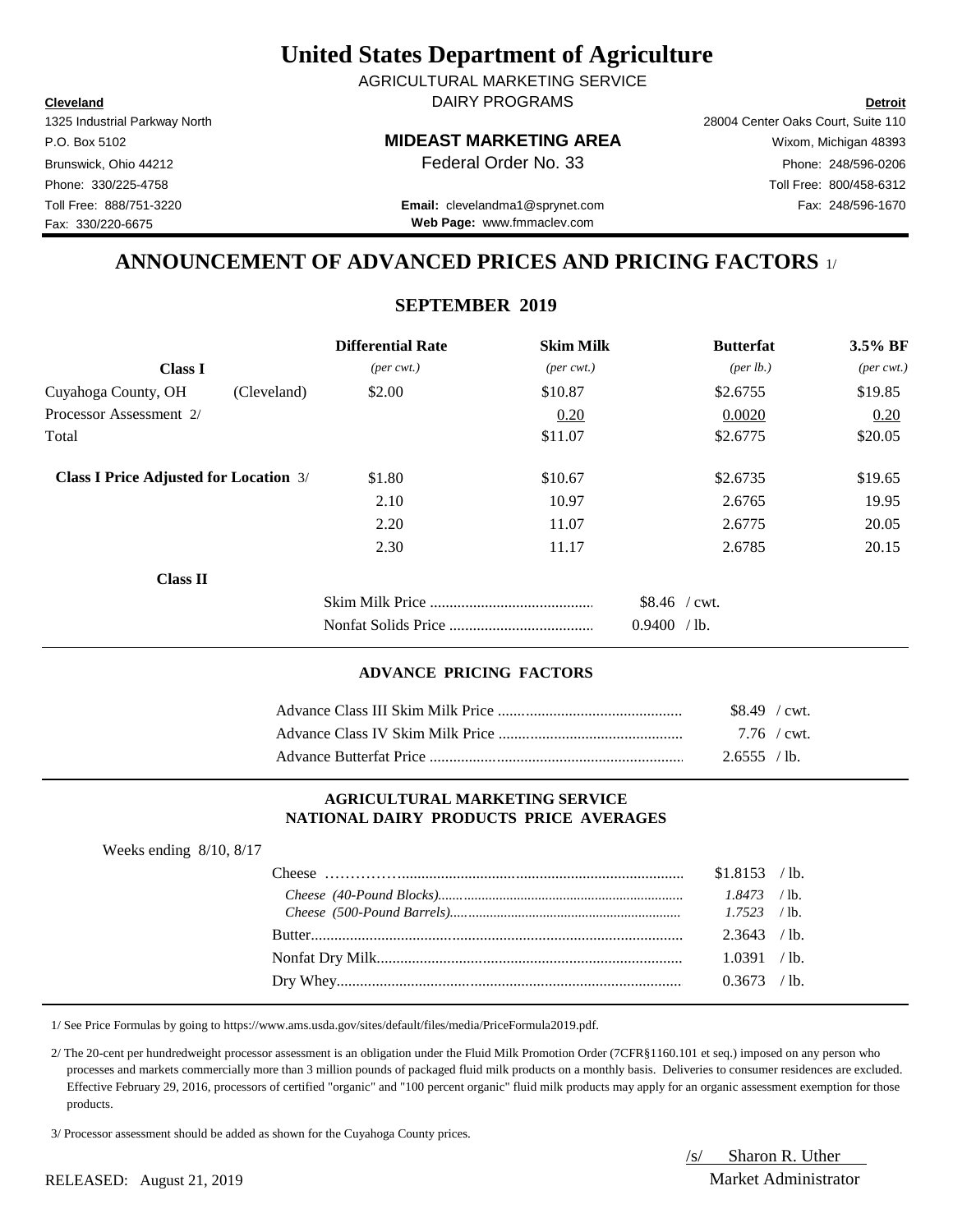# United States Department of Agriculture

AGRICULTURAL MARKETING SERVICE
DAIRY PROGRAMS

**Cleveland**
1325 Industrial Parkway North
P.O. Box 5102
Brunswick, Ohio 44212
Phone: 330/225-4758
Toll Free: 888/751-3220
Fax: 330/220-6675

**MIDEAST MARKETING AREA**
Federal Order No. 33

**Email:** clevelandma1@sprynet.com
**Web Page:** www.fmmaclev.com

**Detroit**
28004 Center Oaks Court, Suite 110
Wixom, Michigan 48393
Phone: 248/596-0206
Toll Free: 800/458-6312
Fax: 248/596-1670

## ANNOUNCEMENT OF ADVANCED PRICES AND PRICING FACTORS 1/

### SEPTEMBER 2019

| Class I | | Differential Rate *(per cwt.)* | Skim Milk *(per cwt.)* | Butterfat *(per lb.)* | 3.5% BF *(per cwt.)* |
|---|---|---|---|---|---|
| Cuyahoga County, OH | (Cleveland) | $2.00 | $10.87 | $2.6755 | $19.85 |
| Processor Assessment 2/ | | | 0.20 | 0.0020 | 0.20 |
| Total | | | $11.07 | $2.6775 | $20.05 |
| **Class I Price Adjusted for Location** 3/ | | $1.80 | $10.67 | $2.6735 | $19.65 |
| | | 2.10 | 10.97 | 2.6765 | 19.95 |
| | | 2.20 | 11.07 | 2.6775 | 20.05 |
| | | 2.30 | 11.17 | 2.6785 | 20.15 |

**Class II**

| | |
|---|---|
| Skim Milk Price | $8.46 / cwt. |
| Nonfat Solids Price | 0.9400 / lb. |

#### ADVANCE PRICING FACTORS

| | |
|---|---|
| Advance Class III Skim Milk Price | $8.49 / cwt. |
| Advance Class IV Skim Milk Price | 7.76 / cwt. |
| Advance Butterfat Price | 2.6555 / lb. |

#### AGRICULTURAL MARKETING SERVICE NATIONAL DAIRY PRODUCTS PRICE AVERAGES

Weeks ending 8/10, 8/17

| | |
|---|---|
| Cheese | $1.8153 / lb. |
| *Cheese (40-Pound Blocks)* | *1.8473* / lb. |
| *Cheese (500-Pound Barrels)* | *1.7523* / lb. |
| Butter | 2.3643 / lb. |
| Nonfat Dry Milk | 1.0391 / lb. |
| Dry Whey | 0.3673 / lb. |

1/ See Price Formulas by going to https://www.ams.usda.gov/sites/default/files/media/PriceFormula2019.pdf.

2/ The 20-cent per hundredweight processor assessment is an obligation under the Fluid Milk Promotion Order (7CFR§1160.101 et seq.) imposed on any person who processes and markets commercially more than 3 million pounds of packaged fluid milk products on a monthly basis. Deliveries to consumer residences are excluded. Effective February 29, 2016, processors of certified "organic" and "100 percent organic" fluid milk products may apply for an organic assessment exemption for those products.

3/ Processor assessment should be added as shown for the Cuyahoga County prices.

RELEASED: August 21, 2019

/s/ Sharon R. Uther
Market Administrator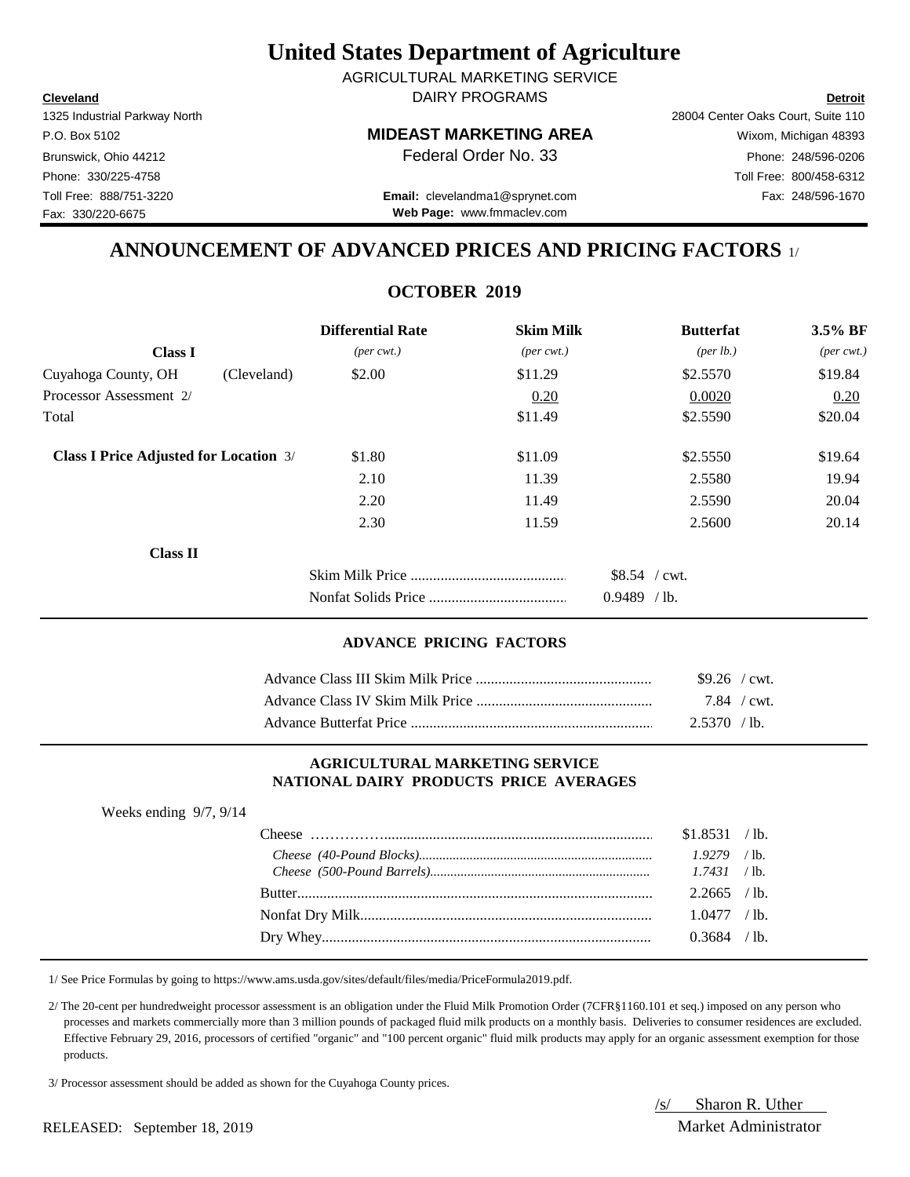# United States Department of Agriculture

AGRICULTURAL MARKETING SERVICE
DAIRY PROGRAMS

**Cleveland**
1325 Industrial Parkway North
P.O. Box 5102
Brunswick, Ohio 44212
Phone: 330/225-4758
Toll Free: 888/751-3220
Fax: 330/220-6675

**MIDEAST MARKETING AREA**
Federal Order No. 33

**Email:** clevelandma1@sprynet.com
**Web Page:** www.fmmaclev.com

**Detroit**
28004 Center Oaks Court, Suite 110
Wixom, Michigan 48393
Phone: 248/596-0206
Toll Free: 800/458-6312
Fax: 248/596-1670

## ANNOUNCEMENT OF ADVANCED PRICES AND PRICING FACTORS 1/

### OCTOBER 2019

| | | Differential Rate | Skim Milk | Butterfat | 3.5% BF |
|---|---|---|---|---|---|
| **Class I** | | *(per cwt.)* | *(per cwt.)* | *(per lb.)* | *(per cwt.)* |
| Cuyahoga County, OH | (Cleveland) | $2.00 | $11.29 | $2.5570 | $19.84 |
| Processor Assessment 2/ | | | 0.20 | 0.0020 | 0.20 |
| Total | | | $11.49 | $2.5590 | $20.04 |
| **Class I Price Adjusted for Location** 3/ | | $1.80 | $11.09 | $2.5550 | $19.64 |
| | | 2.10 | 11.39 | 2.5580 | 19.94 |
| | | 2.20 | 11.49 | 2.5590 | 20.04 |
| | | 2.30 | 11.59 | 2.5600 | 20.14 |

**Class II**

| | |
|---|---|
| Skim Milk Price | $8.54 / cwt. |
| Nonfat Solids Price | 0.9489 / lb. |

#### ADVANCE PRICING FACTORS

| | |
|---|---|
| Advance Class III Skim Milk Price | $9.26 / cwt. |
| Advance Class IV Skim Milk Price | 7.84 / cwt. |
| Advance Butterfat Price | 2.5370 / lb. |

#### AGRICULTURAL MARKETING SERVICE
#### NATIONAL DAIRY PRODUCTS PRICE AVERAGES

Weeks ending 9/7, 9/14

| | |
|---|---|
| Cheese | $1.8531 / lb. |
| *Cheese (40-Pound Blocks)* | *1.9279* / lb. |
| *Cheese (500-Pound Barrels)* | *1.7431* / lb. |
| Butter | 2.2665 / lb. |
| Nonfat Dry Milk | 1.0477 / lb. |
| Dry Whey | 0.3684 / lb. |

1/ See Price Formulas by going to https://www.ams.usda.gov/sites/default/files/media/PriceFormula2019.pdf.

2/ The 20-cent per hundredweight processor assessment is an obligation under the Fluid Milk Promotion Order (7CFR§1160.101 et seq.) imposed on any person who processes and markets commercially more than 3 million pounds of packaged fluid milk products on a monthly basis. Deliveries to consumer residences are excluded. Effective February 29, 2016, processors of certified "organic" and "100 percent organic" fluid milk products may apply for an organic assessment exemption for those products.

3/ Processor assessment should be added as shown for the Cuyahoga County prices.

RELEASED: September 18, 2019

/s/ Sharon R. Uther
Market Administrator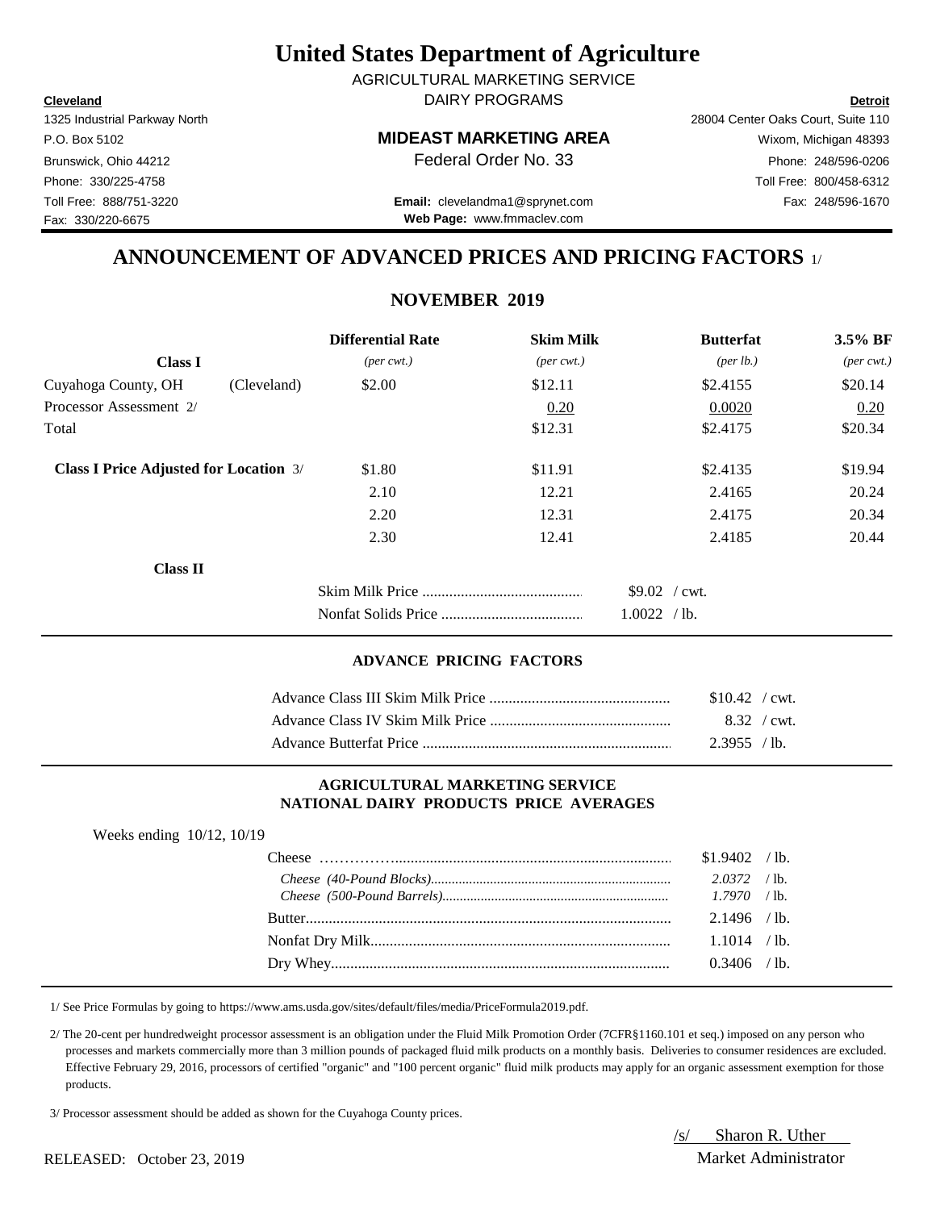# United States Department of Agriculture

AGRICULTURAL MARKETING SERVICE
DAIRY PROGRAMS

**Cleveland**
1325 Industrial Parkway North
P.O. Box 5102
Brunswick, Ohio 44212
Phone: 330/225-4758
Toll Free: 888/751-3220
Fax: 330/220-6675

**MIDEAST MARKETING AREA**
Federal Order No. 33

**Email:** clevelandma1@sprynet.com
**Web Page:** www.fmmaclev.com

**Detroit**
28004 Center Oaks Court, Suite 110
Wixom, Michigan 48393
Phone: 248/596-0206
Toll Free: 800/458-6312
Fax: 248/596-1670

## ANNOUNCEMENT OF ADVANCED PRICES AND PRICING FACTORS 1/

### NOVEMBER 2019

| Class I | | Differential Rate *(per cwt.)* | Skim Milk *(per cwt.)* | Butterfat *(per lb.)* | 3.5% BF *(per cwt.)* |
|---|---|---|---|---|---|
| Cuyahoga County, OH | (Cleveland) | $2.00 | $12.11 | $2.4155 | $20.14 |
| Processor Assessment 2/ | | | 0.20 | 0.0020 | 0.20 |
| Total | | | $12.31 | $2.4175 | $20.34 |
| **Class I Price Adjusted for Location** 3/ | | $1.80 | $11.91 | $2.4135 | $19.94 |
| | | 2.10 | 12.21 | 2.4165 | 20.24 |
| | | 2.20 | 12.31 | 2.4175 | 20.34 |
| | | 2.30 | 12.41 | 2.4185 | 20.44 |

**Class II**

| | |
|---|---|
| Skim Milk Price | $9.02 / cwt. |
| Nonfat Solids Price | 1.0022 / lb. |

#### ADVANCE PRICING FACTORS

| | |
|---|---|
| Advance Class III Skim Milk Price | $10.42 / cwt. |
| Advance Class IV Skim Milk Price | 8.32 / cwt. |
| Advance Butterfat Price | 2.3955 / lb. |

#### AGRICULTURAL MARKETING SERVICE NATIONAL DAIRY PRODUCTS PRICE AVERAGES

Weeks ending 10/12, 10/19

| | |
|---|---|
| Cheese | $1.9402 / lb. |
| *Cheese (40-Pound Blocks)* | *2.0372* / lb. |
| *Cheese (500-Pound Barrels)* | *1.7970* / lb. |
| Butter | 2.1496 / lb. |
| Nonfat Dry Milk | 1.1014 / lb. |
| Dry Whey | 0.3406 / lb. |

1/ See Price Formulas by going to https://www.ams.usda.gov/sites/default/files/media/PriceFormula2019.pdf.

2/ The 20-cent per hundredweight processor assessment is an obligation under the Fluid Milk Promotion Order (7CFR§1160.101 et seq.) imposed on any person who processes and markets commercially more than 3 million pounds of packaged fluid milk products on a monthly basis. Deliveries to consumer residences are excluded. Effective February 29, 2016, processors of certified "organic" and "100 percent organic" fluid milk products may apply for an organic assessment exemption for those products.

3/ Processor assessment should be added as shown for the Cuyahoga County prices.

/s/ Sharon R. Uther
Market Administrator

RELEASED: October 23, 2019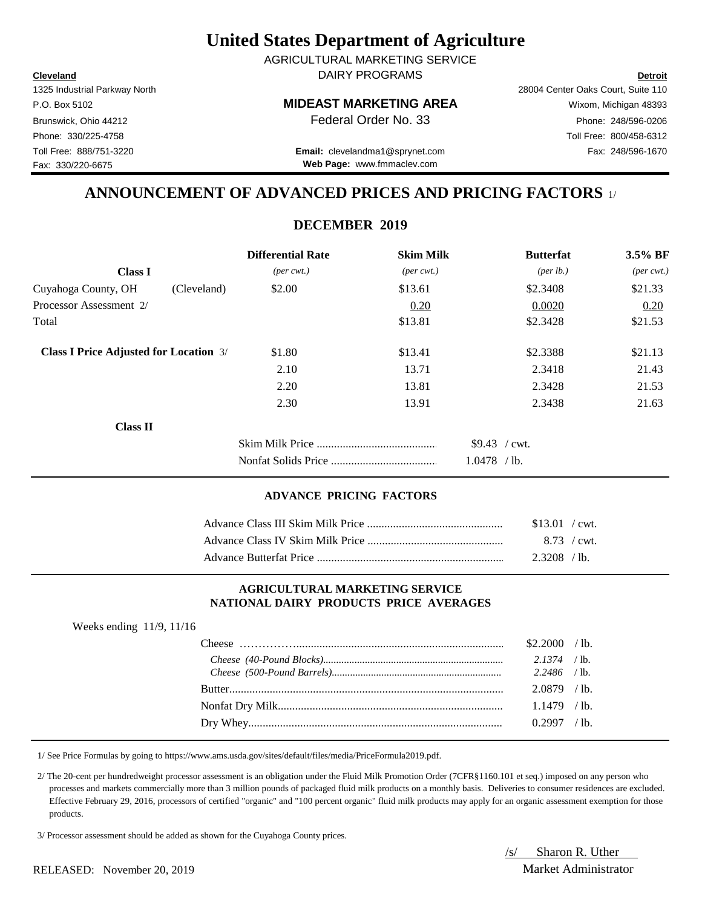# United States Department of Agriculture

AGRICULTURAL MARKETING SERVICE
DAIRY PROGRAMS

**Cleveland**
1325 Industrial Parkway North
P.O. Box 5102
Brunswick, Ohio 44212
Phone: 330/225-4758
Toll Free: 888/751-3220
Fax: 330/220-6675

**MIDEAST MARKETING AREA**
Federal Order No. 33

**Email:** clevelandma1@sprynet.com
**Web Page:** www.fmmaclev.com

**Detroit**
28004 Center Oaks Court, Suite 110
Wixom, Michigan 48393
Phone: 248/596-0206
Toll Free: 800/458-6312
Fax: 248/596-1670

## ANNOUNCEMENT OF ADVANCED PRICES AND PRICING FACTORS 1/

### DECEMBER 2019

| | | Differential Rate | Skim Milk | Butterfat | 3.5% BF |
|---|---|---|---|---|---|
| **Class I** | | *(per cwt.)* | *(per cwt.)* | *(per lb.)* | *(per cwt.)* |
| Cuyahoga County, OH | (Cleveland) | $2.00 | $13.61 | $2.3408 | $21.33 |
| Processor Assessment 2/ | | | 0.20 | 0.0020 | 0.20 |
| Total | | | $13.81 | $2.3428 | $21.53 |
| **Class I Price Adjusted for Location** 3/ | | $1.80 | $13.41 | $2.3388 | $21.13 |
| | | 2.10 | 13.71 | 2.3418 | 21.43 |
| | | 2.20 | 13.81 | 2.3428 | 21.53 |
| | | 2.30 | 13.91 | 2.3438 | 21.63 |

**Class II**

| | |
|---|---|
| Skim Milk Price | $9.43 / cwt. |
| Nonfat Solids Price | 1.0478 / lb. |

#### ADVANCE PRICING FACTORS

| | |
|---|---|
| Advance Class III Skim Milk Price | $13.01 / cwt. |
| Advance Class IV Skim Milk Price | 8.73 / cwt. |
| Advance Butterfat Price | 2.3208 / lb. |

#### AGRICULTURAL MARKETING SERVICE NATIONAL DAIRY PRODUCTS PRICE AVERAGES

Weeks ending 11/9, 11/16

| | |
|---|---|
| Cheese | $2.2000 / lb. |
| *Cheese (40-Pound Blocks)* | *2.1374* / lb. |
| *Cheese (500-Pound Barrels)* | *2.2486* / lb. |
| Butter | 2.0879 / lb. |
| Nonfat Dry Milk | 1.1479 / lb. |
| Dry Whey | 0.2997 / lb. |

1/ See Price Formulas by going to https://www.ams.usda.gov/sites/default/files/media/PriceFormula2019.pdf.

2/ The 20-cent per hundredweight processor assessment is an obligation under the Fluid Milk Promotion Order (7CFR§1160.101 et seq.) imposed on any person who processes and markets commercially more than 3 million pounds of packaged fluid milk products on a monthly basis. Deliveries to consumer residences are excluded. Effective February 29, 2016, processors of certified "organic" and "100 percent organic" fluid milk products may apply for an organic assessment exemption for those products.

3/ Processor assessment should be added as shown for the Cuyahoga County prices.

/s/ Sharon R. Uther
Market Administrator

RELEASED: November 20, 2019